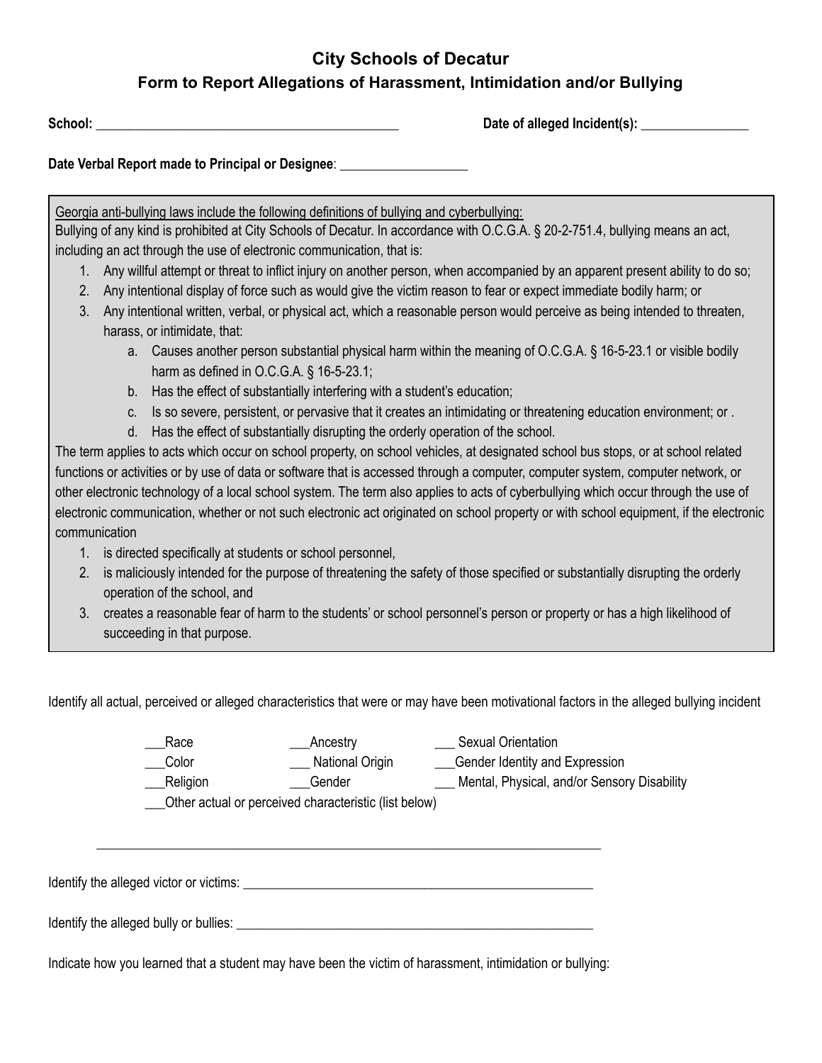# City Schools of Decatur

## Form to Report Allegations of Harassment, Intimidation and/or Bullying

**School:** ______________________________________________ **Date of alleged Incident(s):** ________________

**Date Verbal Report made to Principal or Designee**: ___________________

Georgia anti-bullying laws include the following definitions of bullying and cyberbullying:

Bullying of any kind is prohibited at City Schools of Decatur. In accordance with O.C.G.A. § 20-2-751.4, bullying means an act, including an act through the use of electronic communication, that is:

1. Any willful attempt or threat to inflict injury on another person, when accompanied by an apparent present ability to do so;
2. Any intentional display of force such as would give the victim reason to fear or expect immediate bodily harm; or
3. Any intentional written, verbal, or physical act, which a reasonable person would perceive as being intended to threaten, harass, or intimidate, that:
   a. Causes another person substantial physical harm within the meaning of O.C.G.A. § 16-5-23.1 or visible bodily harm as defined in O.C.G.A. § 16-5-23.1;
   b. Has the effect of substantially interfering with a student's education;
   c. Is so severe, persistent, or pervasive that it creates an intimidating or threatening education environment; or .
   d. Has the effect of substantially disrupting the orderly operation of the school.

The term applies to acts which occur on school property, on school vehicles, at designated school bus stops, or at school related functions or activities or by use of data or software that is accessed through a computer, computer system, computer network, or other electronic technology of a local school system. The term also applies to acts of cyberbullying which occur through the use of electronic communication, whether or not such electronic act originated on school property or with school equipment, if the electronic communication

1. is directed specifically at students or school personnel,
2. is maliciously intended for the purpose of threatening the safety of those specified or substantially disrupting the orderly operation of the school, and
3. creates a reasonable fear of harm to the students' or school personnel's person or property or has a high likelihood of succeeding in that purpose.

Identify all actual, perceived or alleged characteristics that were or may have been motivational factors in the alleged bullying incident

___Race ___Ancestry ___ Sexual Orientation
___Color ___ National Origin ___Gender Identity and Expression
___Religion ___Gender ___ Mental, Physical, and/or Sensory Disability
___Other actual or perceived characteristic (list below)

___________________________________________________________________________

Identify the alleged victor or victims: _____________________________________________________

Identify the alleged bully or bullies: _______________________________________________________

Indicate how you learned that a student may have been the victim of harassment, intimidation or bullying: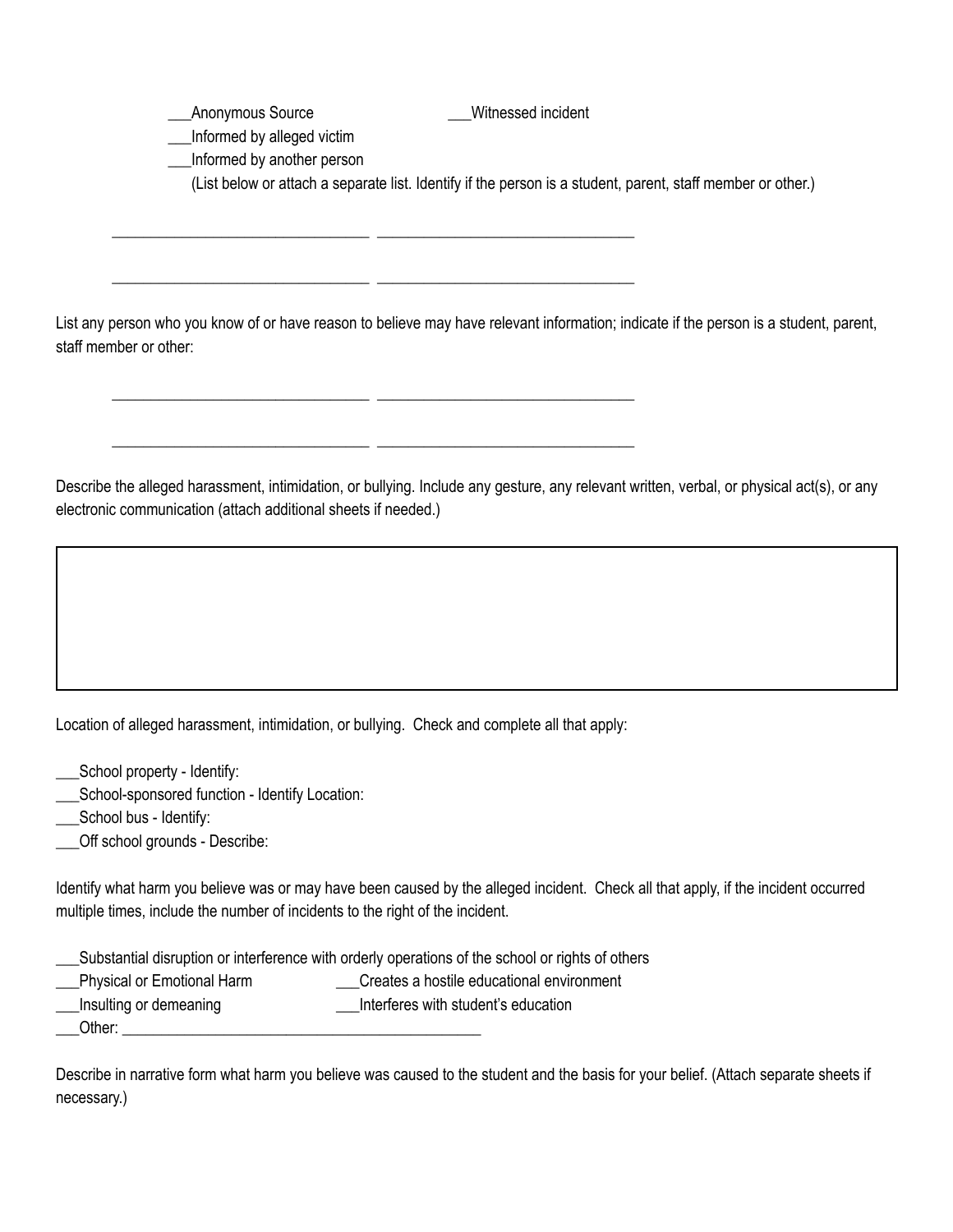___Anonymous Source ___Witnessed incident

___Informed by alleged victim

___Informed by another person

(List below or attach a separate list. Identify if the person is a student, parent, staff member or other.)

________________________________ ________________________________

________________________________ ________________________________

List any person who you know of or have reason to believe may have relevant information; indicate if the person is a student, parent, staff member or other:

________________________________ ________________________________

________________________________ ________________________________

Describe the alleged harassment, intimidation, or bullying. Include any gesture, any relevant written, verbal, or physical act(s), or any electronic communication (attach additional sheets if needed.)

| |
|---|
| |

Location of alleged harassment, intimidation, or bullying. Check and complete all that apply:

___School property - Identify:

___School-sponsored function - Identify Location:

___School bus - Identify:

___Off school grounds - Describe:

Identify what harm you believe was or may have been caused by the alleged incident. Check all that apply, if the incident occurred multiple times, include the number of incidents to the right of the incident.

___Substantial disruption or interference with orderly operations of the school or rights of others

___Physical or Emotional Harm ___Creates a hostile educational environment

___Insulting or demeaning ___Interferes with student's education

___Other: ______________________________________________

Describe in narrative form what harm you believe was caused to the student and the basis for your belief. (Attach separate sheets if necessary.)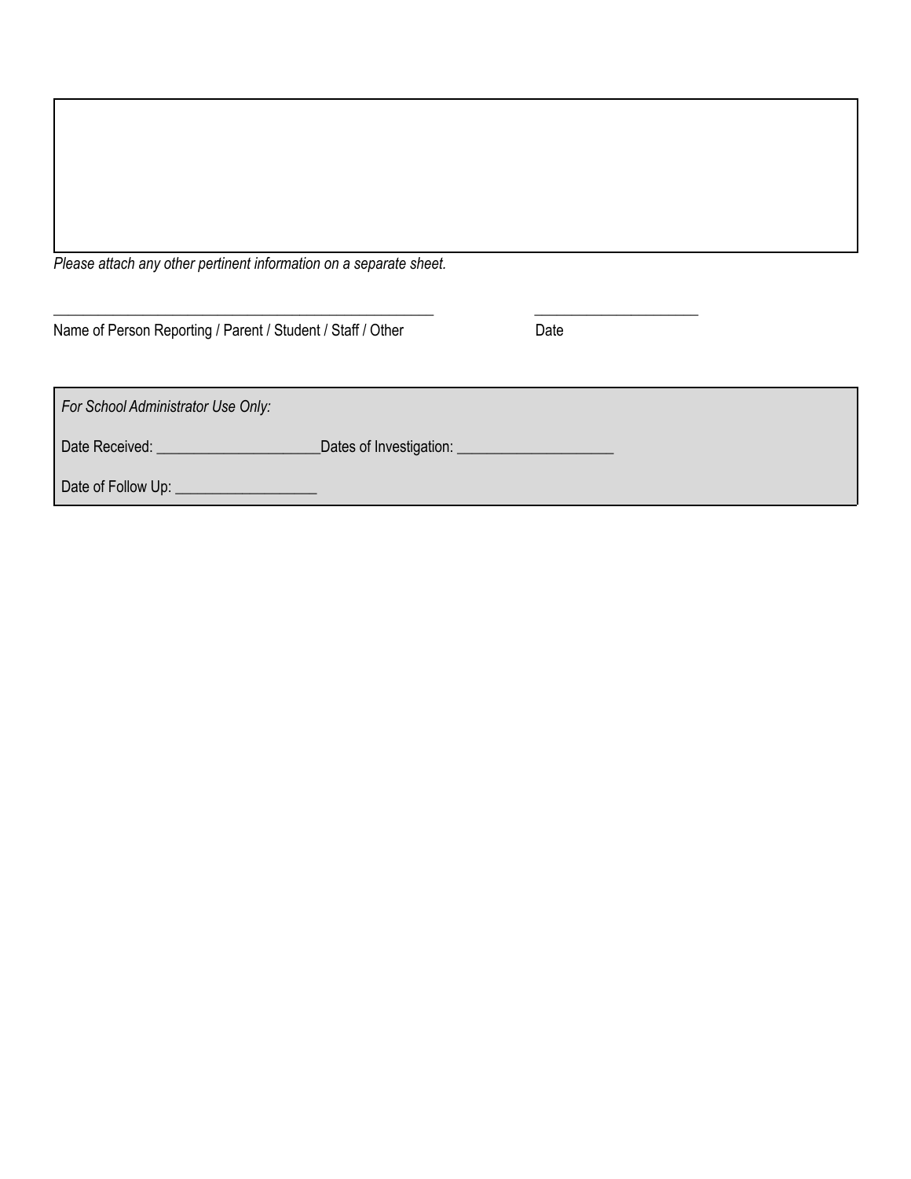*Please attach any other pertinent information on a separate sheet.*

\_\_\_\_\_\_\_\_\_\_\_\_\_\_\_\_\_\_\_\_\_\_\_\_\_\_\_\_\_\_\_\_\_\_\_\_\_\_\_\_\_\_\_\_ \_\_\_\_\_\_\_\_\_\_\_\_\_\_\_\_\_\_\_\_\_

Name of Person Reporting / Parent / Student / Staff / Other Date

*For School Administrator Use Only:*

Date Received: \_\_\_\_\_\_\_\_\_\_\_\_\_\_\_\_\_\_\_\_\_\_ Dates of Investigation: \_\_\_\_\_\_\_\_\_\_\_\_\_\_\_\_\_\_\_\_\_

Date of Follow Up: \_\_\_\_\_\_\_\_\_\_\_\_\_\_\_\_\_\_\_